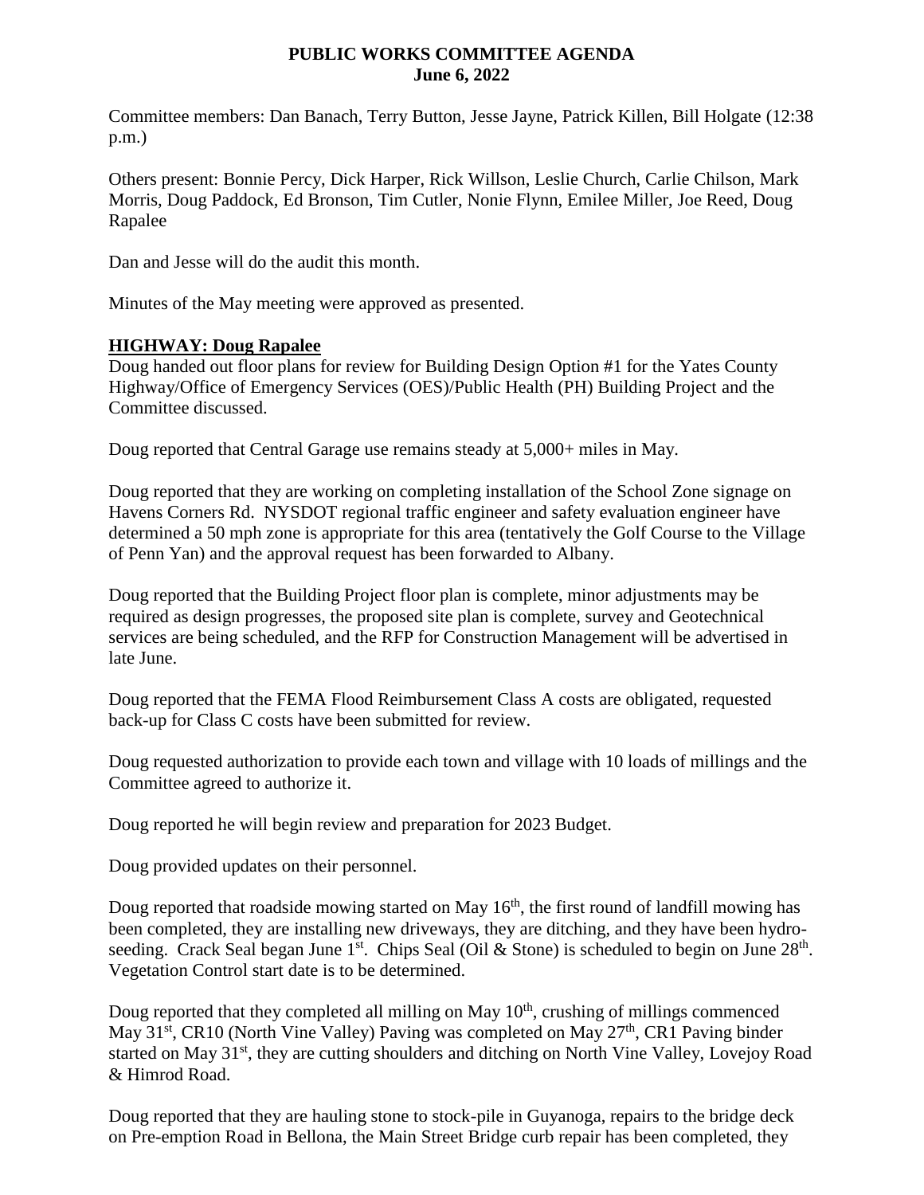**PUBLIC WORKS COMMITTEE AGENDA**
**June 6, 2022**

Committee members: Dan Banach, Terry Button, Jesse Jayne, Patrick Killen, Bill Holgate (12:38 p.m.)

Others present: Bonnie Percy, Dick Harper, Rick Willson, Leslie Church, Carlie Chilson, Mark Morris, Doug Paddock, Ed Bronson, Tim Cutler, Nonie Flynn, Emilee Miller, Joe Reed, Doug Rapalee

Dan and Jesse will do the audit this month.

Minutes of the May meeting were approved as presented.

## HIGHWAY: Doug Rapalee

Doug handed out floor plans for review for Building Design Option #1 for the Yates County Highway/Office of Emergency Services (OES)/Public Health (PH) Building Project and the Committee discussed.

Doug reported that Central Garage use remains steady at 5,000+ miles in May.

Doug reported that they are working on completing installation of the School Zone signage on Havens Corners Rd. NYSDOT regional traffic engineer and safety evaluation engineer have determined a 50 mph zone is appropriate for this area (tentatively the Golf Course to the Village of Penn Yan) and the approval request has been forwarded to Albany.

Doug reported that the Building Project floor plan is complete, minor adjustments may be required as design progresses, the proposed site plan is complete, survey and Geotechnical services are being scheduled, and the RFP for Construction Management will be advertised in late June.

Doug reported that the FEMA Flood Reimbursement Class A costs are obligated, requested back-up for Class C costs have been submitted for review.

Doug requested authorization to provide each town and village with 10 loads of millings and the Committee agreed to authorize it.

Doug reported he will begin review and preparation for 2023 Budget.

Doug provided updates on their personnel.

Doug reported that roadside mowing started on May 16th, the first round of landfill mowing has been completed, they are installing new driveways, they are ditching, and they have been hydro-seeding. Crack Seal began June 1st. Chips Seal (Oil & Stone) is scheduled to begin on June 28th. Vegetation Control start date is to be determined.

Doug reported that they completed all milling on May 10th, crushing of millings commenced May 31st, CR10 (North Vine Valley) Paving was completed on May 27th, CR1 Paving binder started on May 31st, they are cutting shoulders and ditching on North Vine Valley, Lovejoy Road & Himrod Road.

Doug reported that they are hauling stone to stock-pile in Guyanoga, repairs to the bridge deck on Pre-emption Road in Bellona, the Main Street Bridge curb repair has been completed, they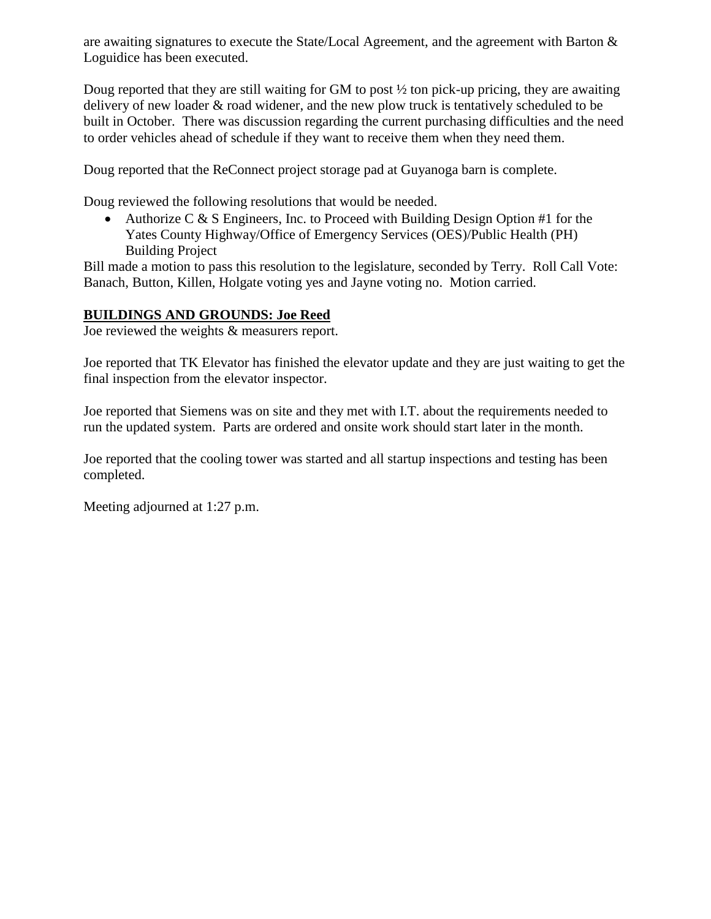are awaiting signatures to execute the State/Local Agreement, and the agreement with Barton & Loguidice has been executed.

Doug reported that they are still waiting for GM to post ½ ton pick-up pricing, they are awaiting delivery of new loader & road widener, and the new plow truck is tentatively scheduled to be built in October. There was discussion regarding the current purchasing difficulties and the need to order vehicles ahead of schedule if they want to receive them when they need them.

Doug reported that the ReConnect project storage pad at Guyanoga barn is complete.

Doug reviewed the following resolutions that would be needed.

- Authorize C & S Engineers, Inc. to Proceed with Building Design Option #1 for the Yates County Highway/Office of Emergency Services (OES)/Public Health (PH) Building Project

Bill made a motion to pass this resolution to the legislature, seconded by Terry. Roll Call Vote: Banach, Button, Killen, Holgate voting yes and Jayne voting no. Motion carried.

**BUILDINGS AND GROUNDS: Joe Reed**

Joe reviewed the weights & measurers report.

Joe reported that TK Elevator has finished the elevator update and they are just waiting to get the final inspection from the elevator inspector.

Joe reported that Siemens was on site and they met with I.T. about the requirements needed to run the updated system. Parts are ordered and onsite work should start later in the month.

Joe reported that the cooling tower was started and all startup inspections and testing has been completed.

Meeting adjourned at 1:27 p.m.